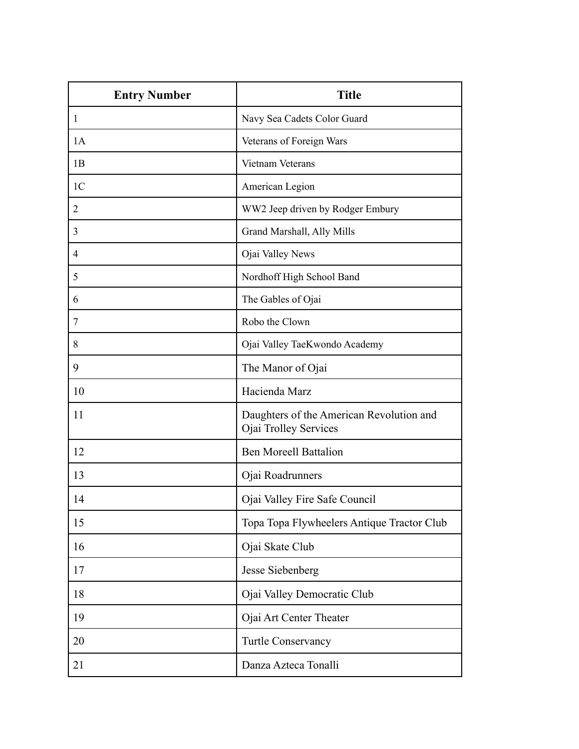| Entry Number | Title |
| --- | --- |
| 1 | Navy Sea Cadets Color Guard |
| 1A | Veterans of Foreign Wars |
| 1B | Vietnam Veterans |
| 1C | American Legion |
| 2 | WW2 Jeep driven by Rodger Embury |
| 3 | Grand Marshall, Ally Mills |
| 4 | Ojai Valley News |
| 5 | Nordhoff High School Band |
| 6 | The Gables of Ojai |
| 7 | Robo the Clown |
| 8 | Ojai Valley TaeKwondo Academy |
| 9 | The Manor of Ojai |
| 10 | Hacienda Marz |
| 11 | Daughters of the American Revolution and Ojai Trolley Services |
| 12 | Ben Moreell Battalion |
| 13 | Ojai Roadrunners |
| 14 | Ojai Valley Fire Safe Council |
| 15 | Topa Topa Flywheelers Antique Tractor Club |
| 16 | Ojai Skate Club |
| 17 | Jesse Siebenberg |
| 18 | Ojai Valley Democratic Club |
| 19 | Ojai Art Center Theater |
| 20 | Turtle Conservancy |
| 21 | Danza Azteca Tonalli |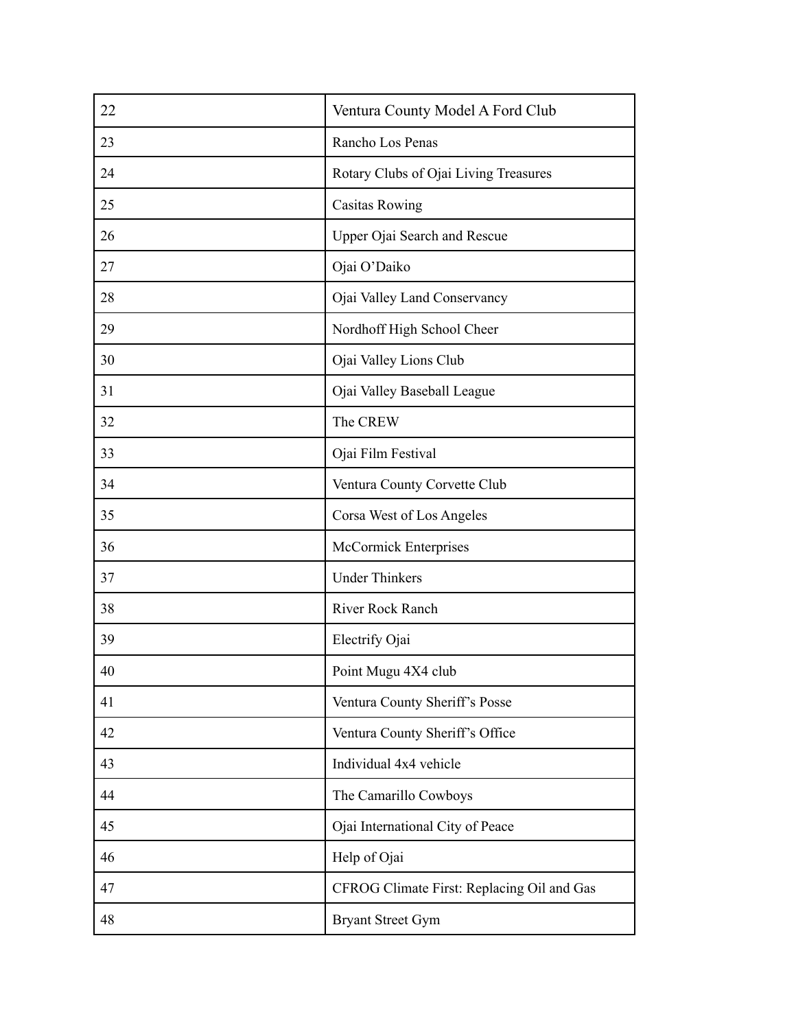| | |
|---|---|
| 22 | Ventura County Model A Ford Club |
| 23 | Rancho Los Penas |
| 24 | Rotary Clubs of Ojai Living Treasures |
| 25 | Casitas Rowing |
| 26 | Upper Ojai Search and Rescue |
| 27 | Ojai O'Daiko |
| 28 | Ojai Valley Land Conservancy |
| 29 | Nordhoff High School Cheer |
| 30 | Ojai Valley Lions Club |
| 31 | Ojai Valley Baseball League |
| 32 | The CREW |
| 33 | Ojai Film Festival |
| 34 | Ventura County Corvette Club |
| 35 | Corsa West of Los Angeles |
| 36 | McCormick Enterprises |
| 37 | Under Thinkers |
| 38 | River Rock Ranch |
| 39 | Electrify Ojai |
| 40 | Point Mugu 4X4 club |
| 41 | Ventura County Sheriff's Posse |
| 42 | Ventura County Sheriff's Office |
| 43 | Individual 4x4 vehicle |
| 44 | The Camarillo Cowboys |
| 45 | Ojai International City of Peace |
| 46 | Help of Ojai |
| 47 | CFROG Climate First: Replacing Oil and Gas |
| 48 | Bryant Street Gym |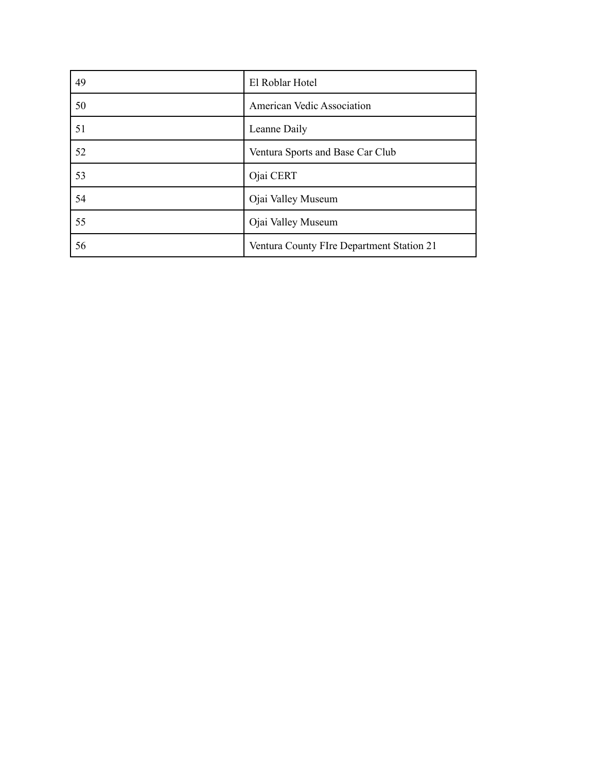| | |
|---|---|
| 49 | El Roblar Hotel |
| 50 | American Vedic Association |
| 51 | Leanne Daily |
| 52 | Ventura Sports and Base Car Club |
| 53 | Ojai CERT |
| 54 | Ojai Valley Museum |
| 55 | Ojai Valley Museum |
| 56 | Ventura County FIre Department Station 21 |